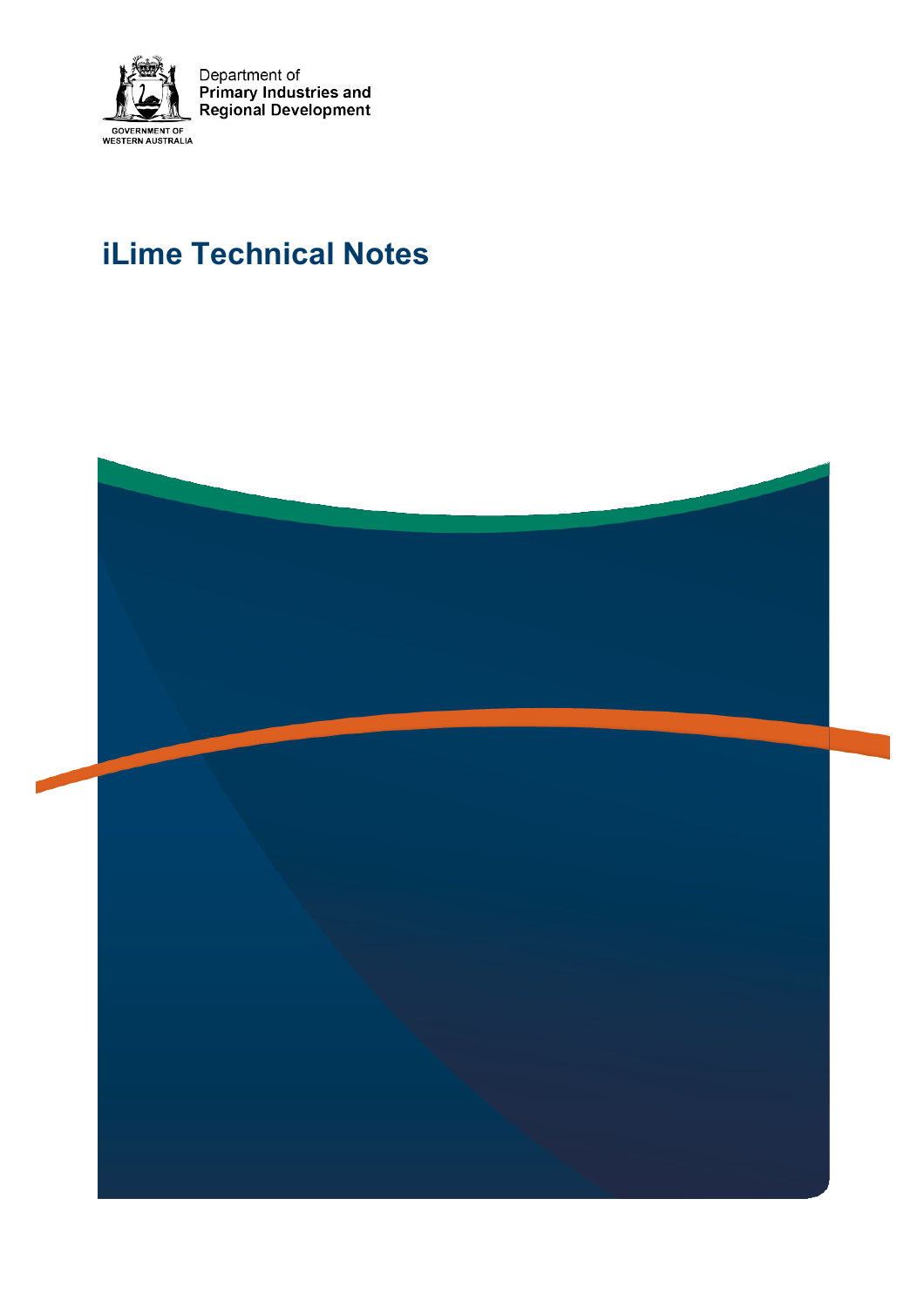Department of
Primary Industries and
Regional Development

GOVERNMENT OF
WESTERN AUSTRALIA

# iLime Technical Notes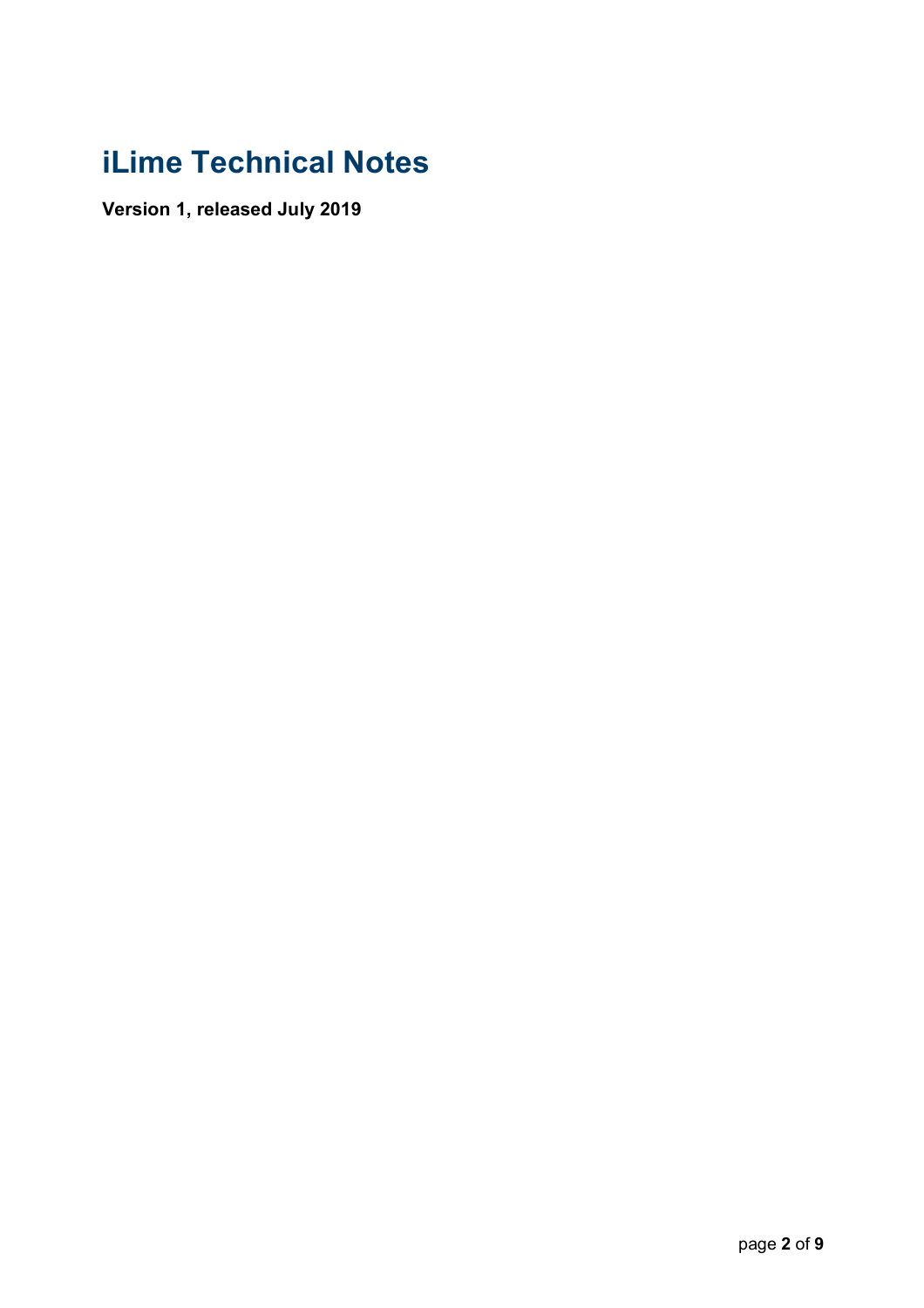# iLime Technical Notes

**Version 1, released July 2019**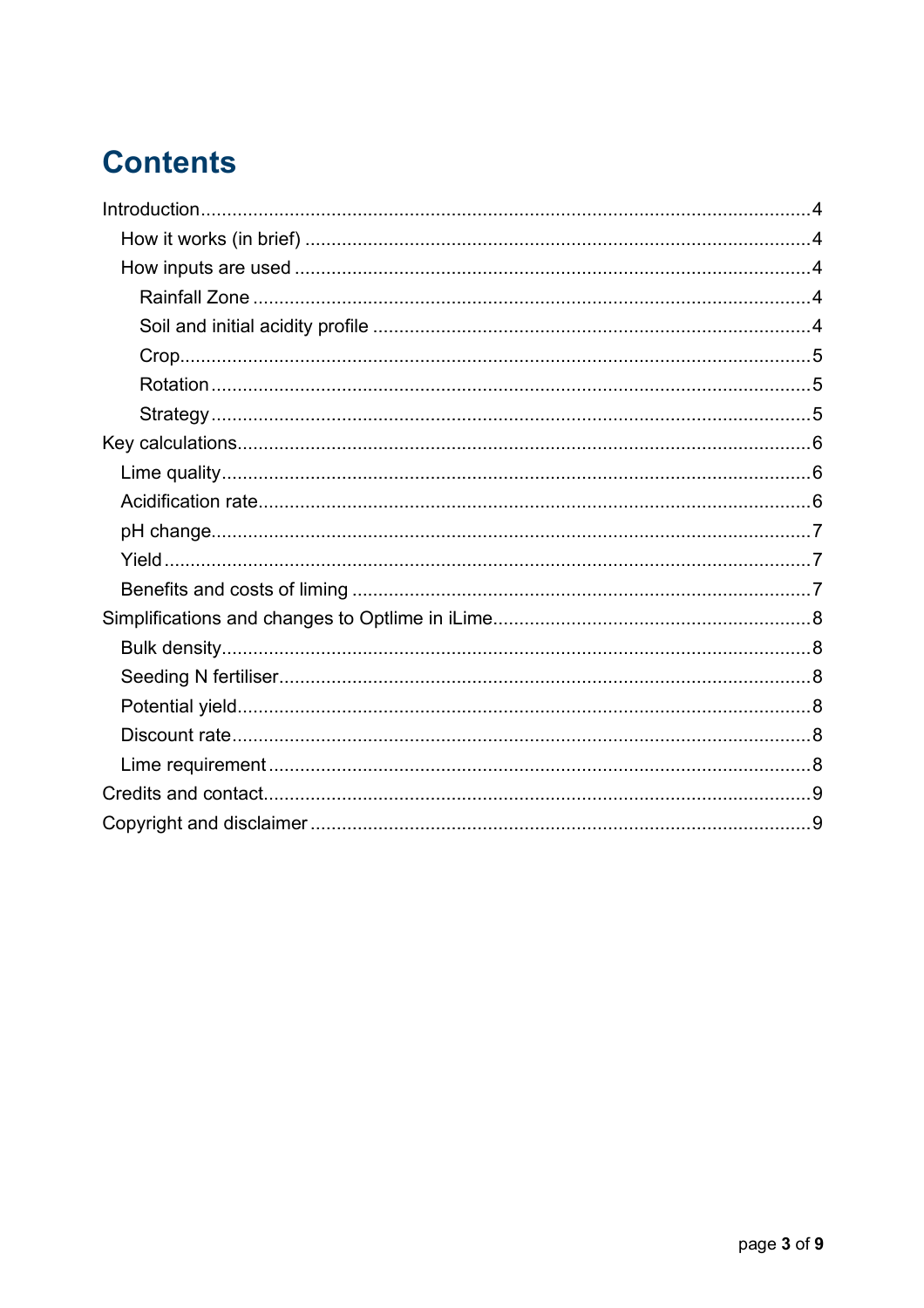# Contents

- Introduction .................... 4
  - How it works (in brief) .................... 4
  - How inputs are used .................... 4
    - Rainfall Zone .................... 4
    - Soil and initial acidity profile .................... 4
    - Crop .................... 5
    - Rotation .................... 5
    - Strategy .................... 5
- Key calculations .................... 6
  - Lime quality .................... 6
  - Acidification rate .................... 6
  - pH change .................... 7
  - Yield .................... 7
  - Benefits and costs of liming .................... 7
- Simplifications and changes to Optlime in iLime .................... 8
  - Bulk density .................... 8
  - Seeding N fertiliser .................... 8
  - Potential yield .................... 8
  - Discount rate .................... 8
  - Lime requirement .................... 8
- Credits and contact .................... 9
- Copyright and disclaimer .................... 9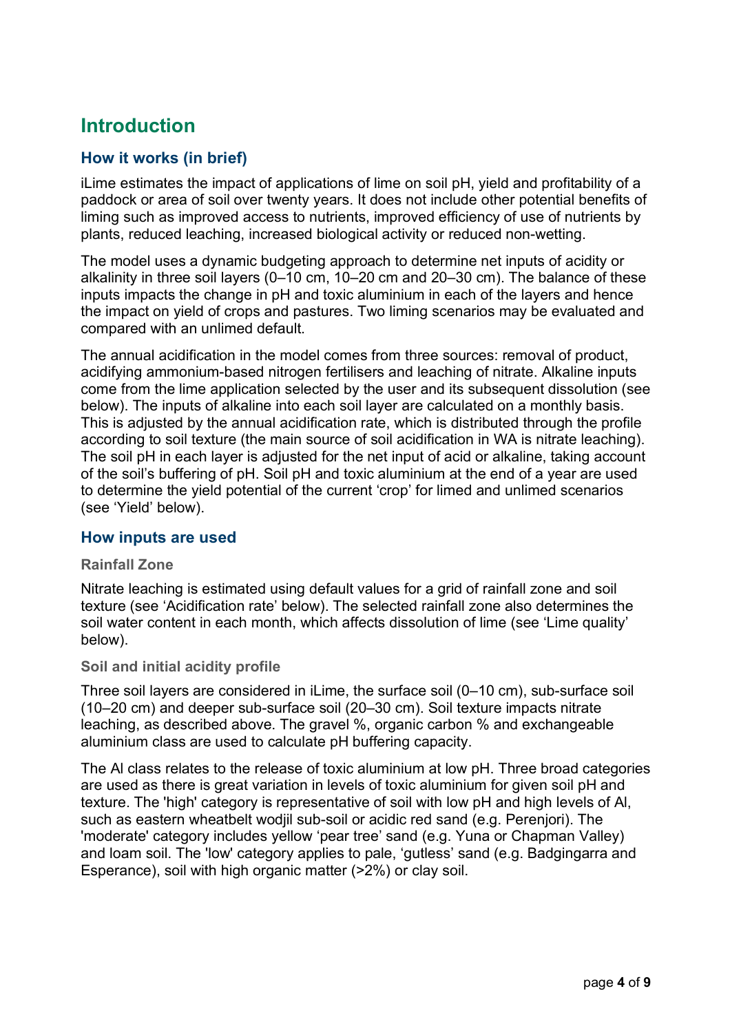# Introduction

## How it works (in brief)

iLime estimates the impact of applications of lime on soil pH, yield and profitability of a paddock or area of soil over twenty years. It does not include other potential benefits of liming such as improved access to nutrients, improved efficiency of use of nutrients by plants, reduced leaching, increased biological activity or reduced non-wetting.

The model uses a dynamic budgeting approach to determine net inputs of acidity or alkalinity in three soil layers (0–10 cm, 10–20 cm and 20–30 cm). The balance of these inputs impacts the change in pH and toxic aluminium in each of the layers and hence the impact on yield of crops and pastures. Two liming scenarios may be evaluated and compared with an unlimed default.

The annual acidification in the model comes from three sources: removal of product, acidifying ammonium-based nitrogen fertilisers and leaching of nitrate. Alkaline inputs come from the lime application selected by the user and its subsequent dissolution (see below). The inputs of alkaline into each soil layer are calculated on a monthly basis. This is adjusted by the annual acidification rate, which is distributed through the profile according to soil texture (the main source of soil acidification in WA is nitrate leaching). The soil pH in each layer is adjusted for the net input of acid or alkaline, taking account of the soil's buffering of pH. Soil pH and toxic aluminium at the end of a year are used to determine the yield potential of the current 'crop' for limed and unlimed scenarios (see 'Yield' below).

## How inputs are used

### Rainfall Zone

Nitrate leaching is estimated using default values for a grid of rainfall zone and soil texture (see 'Acidification rate' below). The selected rainfall zone also determines the soil water content in each month, which affects dissolution of lime (see 'Lime quality' below).

### Soil and initial acidity profile

Three soil layers are considered in iLime, the surface soil (0–10 cm), sub-surface soil (10–20 cm) and deeper sub-surface soil (20–30 cm). Soil texture impacts nitrate leaching, as described above. The gravel %, organic carbon % and exchangeable aluminium class are used to calculate pH buffering capacity.

The Al class relates to the release of toxic aluminium at low pH. Three broad categories are used as there is great variation in levels of toxic aluminium for given soil pH and texture. The 'high' category is representative of soil with low pH and high levels of Al, such as eastern wheatbelt wodjil sub-soil or acidic red sand (e.g. Perenjori). The 'moderate' category includes yellow 'pear tree' sand (e.g. Yuna or Chapman Valley) and loam soil. The 'low' category applies to pale, 'gutless' sand (e.g. Badgingarra and Esperance), soil with high organic matter (>2%) or clay soil.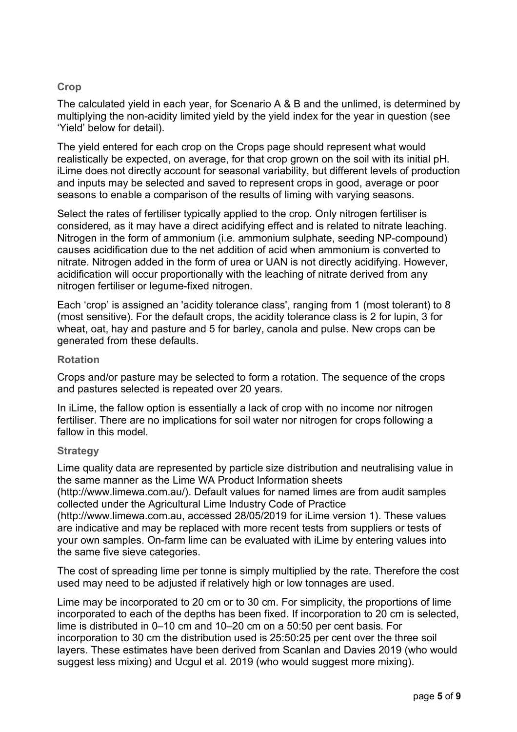### Crop

The calculated yield in each year, for Scenario A & B and the unlimed, is determined by multiplying the non-acidity limited yield by the yield index for the year in question (see 'Yield' below for detail).

The yield entered for each crop on the Crops page should represent what would realistically be expected, on average, for that crop grown on the soil with its initial pH. iLime does not directly account for seasonal variability, but different levels of production and inputs may be selected and saved to represent crops in good, average or poor seasons to enable a comparison of the results of liming with varying seasons.

Select the rates of fertiliser typically applied to the crop. Only nitrogen fertiliser is considered, as it may have a direct acidifying effect and is related to nitrate leaching. Nitrogen in the form of ammonium (i.e. ammonium sulphate, seeding NP-compound) causes acidification due to the net addition of acid when ammonium is converted to nitrate. Nitrogen added in the form of urea or UAN is not directly acidifying. However, acidification will occur proportionally with the leaching of nitrate derived from any nitrogen fertiliser or legume-fixed nitrogen.

Each 'crop' is assigned an 'acidity tolerance class', ranging from 1 (most tolerant) to 8 (most sensitive). For the default crops, the acidity tolerance class is 2 for lupin, 3 for wheat, oat, hay and pasture and 5 for barley, canola and pulse. New crops can be generated from these defaults.

### Rotation

Crops and/or pasture may be selected to form a rotation. The sequence of the crops and pastures selected is repeated over 20 years.

In iLime, the fallow option is essentially a lack of crop with no income nor nitrogen fertiliser. There are no implications for soil water nor nitrogen for crops following a fallow in this model.

### Strategy

Lime quality data are represented by particle size distribution and neutralising value in the same manner as the Lime WA Product Information sheets (http://www.limewa.com.au/). Default values for named limes are from audit samples collected under the Agricultural Lime Industry Code of Practice (http://www.limewa.com.au, accessed 28/05/2019 for iLime version 1). These values are indicative and may be replaced with more recent tests from suppliers or tests of your own samples. On-farm lime can be evaluated with iLime by entering values into the same five sieve categories.

The cost of spreading lime per tonne is simply multiplied by the rate. Therefore the cost used may need to be adjusted if relatively high or low tonnages are used.

Lime may be incorporated to 20 cm or to 30 cm. For simplicity, the proportions of lime incorporated to each of the depths has been fixed. If incorporation to 20 cm is selected, lime is distributed in 0–10 cm and 10–20 cm on a 50:50 per cent basis. For incorporation to 30 cm the distribution used is 25:50:25 per cent over the three soil layers. These estimates have been derived from Scanlan and Davies 2019 (who would suggest less mixing) and Ucgul et al. 2019 (who would suggest more mixing).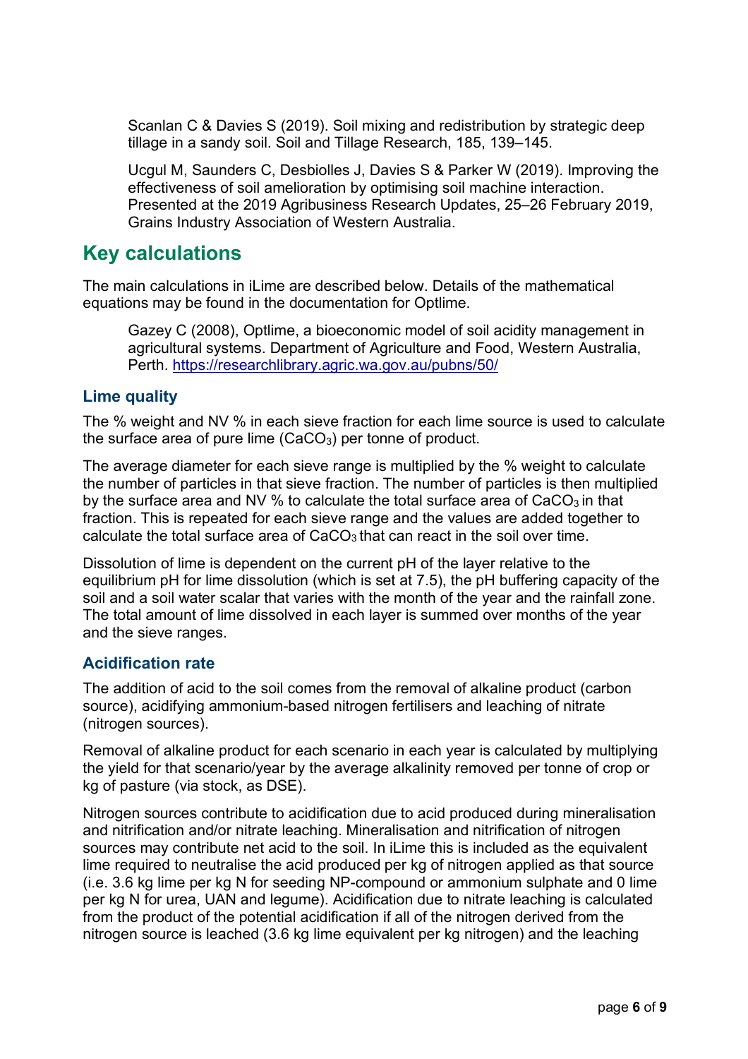Scanlan C & Davies S (2019). Soil mixing and redistribution by strategic deep tillage in a sandy soil. Soil and Tillage Research, 185, 139–145.

Ucgul M, Saunders C, Desbiolles J, Davies S & Parker W (2019). Improving the effectiveness of soil amelioration by optimising soil machine interaction. Presented at the 2019 Agribusiness Research Updates, 25–26 February 2019, Grains Industry Association of Western Australia.

## Key calculations

The main calculations in iLime are described below. Details of the mathematical equations may be found in the documentation for Optlime.

Gazey C (2008), Optlime, a bioeconomic model of soil acidity management in agricultural systems. Department of Agriculture and Food, Western Australia, Perth. https://researchlibrary.agric.wa.gov.au/pubns/50/

### Lime quality

The % weight and NV % in each sieve fraction for each lime source is used to calculate the surface area of pure lime ($CaCO_3$) per tonne of product.

The average diameter for each sieve range is multiplied by the % weight to calculate the number of particles in that sieve fraction. The number of particles is then multiplied by the surface area and NV % to calculate the total surface area of $CaCO_3$ in that fraction. This is repeated for each sieve range and the values are added together to calculate the total surface area of $CaCO_3$ that can react in the soil over time.

Dissolution of lime is dependent on the current pH of the layer relative to the equilibrium pH for lime dissolution (which is set at 7.5), the pH buffering capacity of the soil and a soil water scalar that varies with the month of the year and the rainfall zone. The total amount of lime dissolved in each layer is summed over months of the year and the sieve ranges.

### Acidification rate

The addition of acid to the soil comes from the removal of alkaline product (carbon source), acidifying ammonium-based nitrogen fertilisers and leaching of nitrate (nitrogen sources).

Removal of alkaline product for each scenario in each year is calculated by multiplying the yield for that scenario/year by the average alkalinity removed per tonne of crop or kg of pasture (via stock, as DSE).

Nitrogen sources contribute to acidification due to acid produced during mineralisation and nitrification and/or nitrate leaching. Mineralisation and nitrification of nitrogen sources may contribute net acid to the soil. In iLime this is included as the equivalent lime required to neutralise the acid produced per kg of nitrogen applied as that source (i.e. 3.6 kg lime per kg N for seeding NP-compound or ammonium sulphate and 0 lime per kg N for urea, UAN and legume). Acidification due to nitrate leaching is calculated from the product of the potential acidification if all of the nitrogen derived from the nitrogen source is leached (3.6 kg lime equivalent per kg nitrogen) and the leaching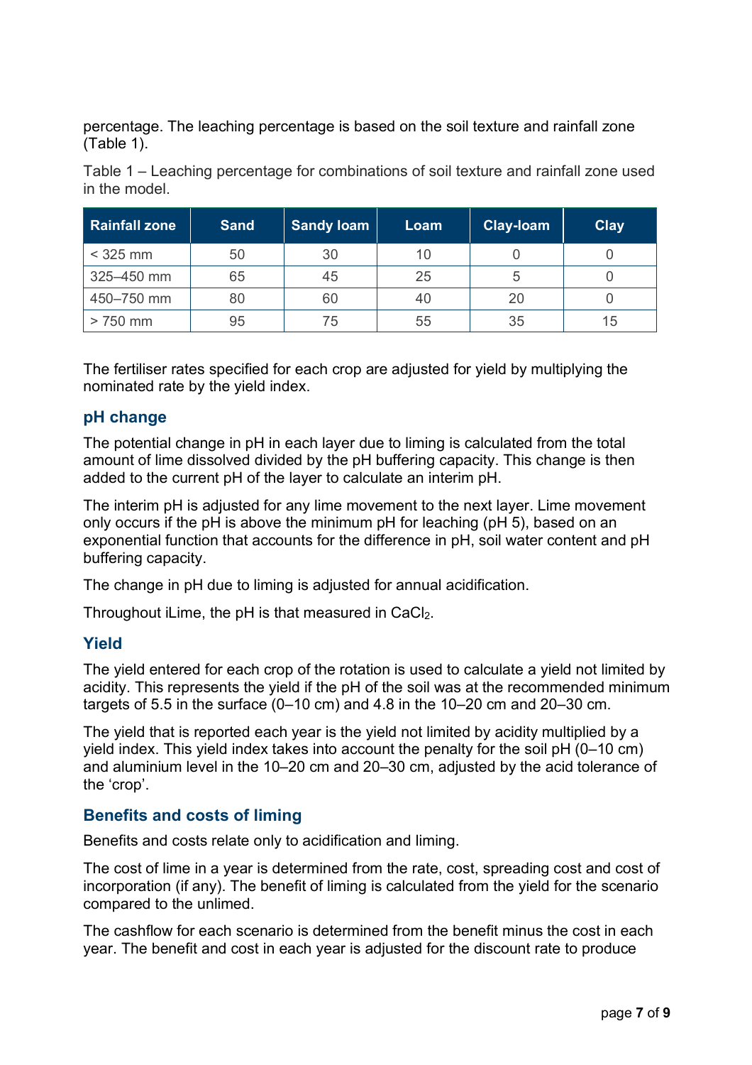percentage. The leaching percentage is based on the soil texture and rainfall zone (Table 1).

Table 1 – Leaching percentage for combinations of soil texture and rainfall zone used in the model.

| Rainfall zone | Sand | Sandy loam | Loam | Clay-loam | Clay |
|---|---|---|---|---|---|
| < 325 mm | 50 | 30 | 10 | 0 | 0 |
| 325–450 mm | 65 | 45 | 25 | 5 | 0 |
| 450–750 mm | 80 | 60 | 40 | 20 | 0 |
| > 750 mm | 95 | 75 | 55 | 35 | 15 |

The fertiliser rates specified for each crop are adjusted for yield by multiplying the nominated rate by the yield index.

## pH change

The potential change in pH in each layer due to liming is calculated from the total amount of lime dissolved divided by the pH buffering capacity. This change is then added to the current pH of the layer to calculate an interim pH.

The interim pH is adjusted for any lime movement to the next layer. Lime movement only occurs if the pH is above the minimum pH for leaching (pH 5), based on an exponential function that accounts for the difference in pH, soil water content and pH buffering capacity.

The change in pH due to liming is adjusted for annual acidification.

Throughout iLime, the pH is that measured in $CaCl_2$.

## Yield

The yield entered for each crop of the rotation is used to calculate a yield not limited by acidity. This represents the yield if the pH of the soil was at the recommended minimum targets of 5.5 in the surface (0–10 cm) and 4.8 in the 10–20 cm and 20–30 cm.

The yield that is reported each year is the yield not limited by acidity multiplied by a yield index. This yield index takes into account the penalty for the soil pH (0–10 cm) and aluminium level in the 10–20 cm and 20–30 cm, adjusted by the acid tolerance of the 'crop'.

## Benefits and costs of liming

Benefits and costs relate only to acidification and liming.

The cost of lime in a year is determined from the rate, cost, spreading cost and cost of incorporation (if any). The benefit of liming is calculated from the yield for the scenario compared to the unlimed.

The cashflow for each scenario is determined from the benefit minus the cost in each year. The benefit and cost in each year is adjusted for the discount rate to produce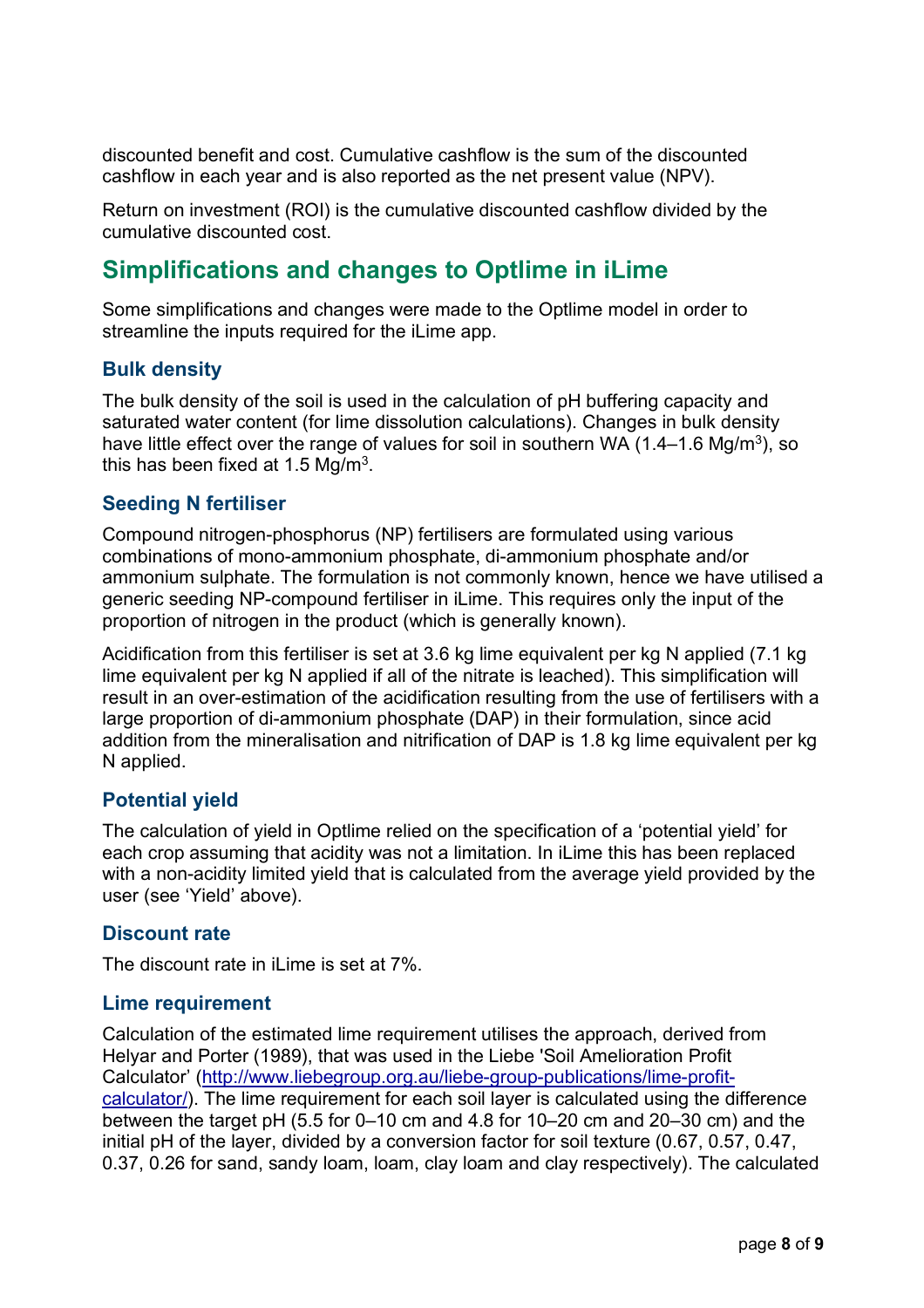discounted benefit and cost. Cumulative cashflow is the sum of the discounted cashflow in each year and is also reported as the net present value (NPV).

Return on investment (ROI) is the cumulative discounted cashflow divided by the cumulative discounted cost.

## Simplifications and changes to Optlime in iLime

Some simplifications and changes were made to the Optlime model in order to streamline the inputs required for the iLime app.

### Bulk density

The bulk density of the soil is used in the calculation of pH buffering capacity and saturated water content (for lime dissolution calculations). Changes in bulk density have little effect over the range of values for soil in southern WA (1.4–1.6 $Mg/m^3$), so this has been fixed at 1.5 $Mg/m^3$.

### Seeding N fertiliser

Compound nitrogen-phosphorus (NP) fertilisers are formulated using various combinations of mono-ammonium phosphate, di-ammonium phosphate and/or ammonium sulphate. The formulation is not commonly known, hence we have utilised a generic seeding NP-compound fertiliser in iLime. This requires only the input of the proportion of nitrogen in the product (which is generally known).

Acidification from this fertiliser is set at 3.6 kg lime equivalent per kg N applied (7.1 kg lime equivalent per kg N applied if all of the nitrate is leached). This simplification will result in an over-estimation of the acidification resulting from the use of fertilisers with a large proportion of di-ammonium phosphate (DAP) in their formulation, since acid addition from the mineralisation and nitrification of DAP is 1.8 kg lime equivalent per kg N applied.

### Potential yield

The calculation of yield in Optlime relied on the specification of a 'potential yield' for each crop assuming that acidity was not a limitation. In iLime this has been replaced with a non-acidity limited yield that is calculated from the average yield provided by the user (see 'Yield' above).

### Discount rate

The discount rate in iLime is set at 7%.

### Lime requirement

Calculation of the estimated lime requirement utilises the approach, derived from Helyar and Porter (1989), that was used in the Liebe 'Soil Amelioration Profit Calculator' (http://www.liebegroup.org.au/liebe-group-publications/lime-profit-calculator/). The lime requirement for each soil layer is calculated using the difference between the target pH (5.5 for 0–10 cm and 4.8 for 10–20 cm and 20–30 cm) and the initial pH of the layer, divided by a conversion factor for soil texture (0.67, 0.57, 0.47, 0.37, 0.26 for sand, sandy loam, loam, clay loam and clay respectively). The calculated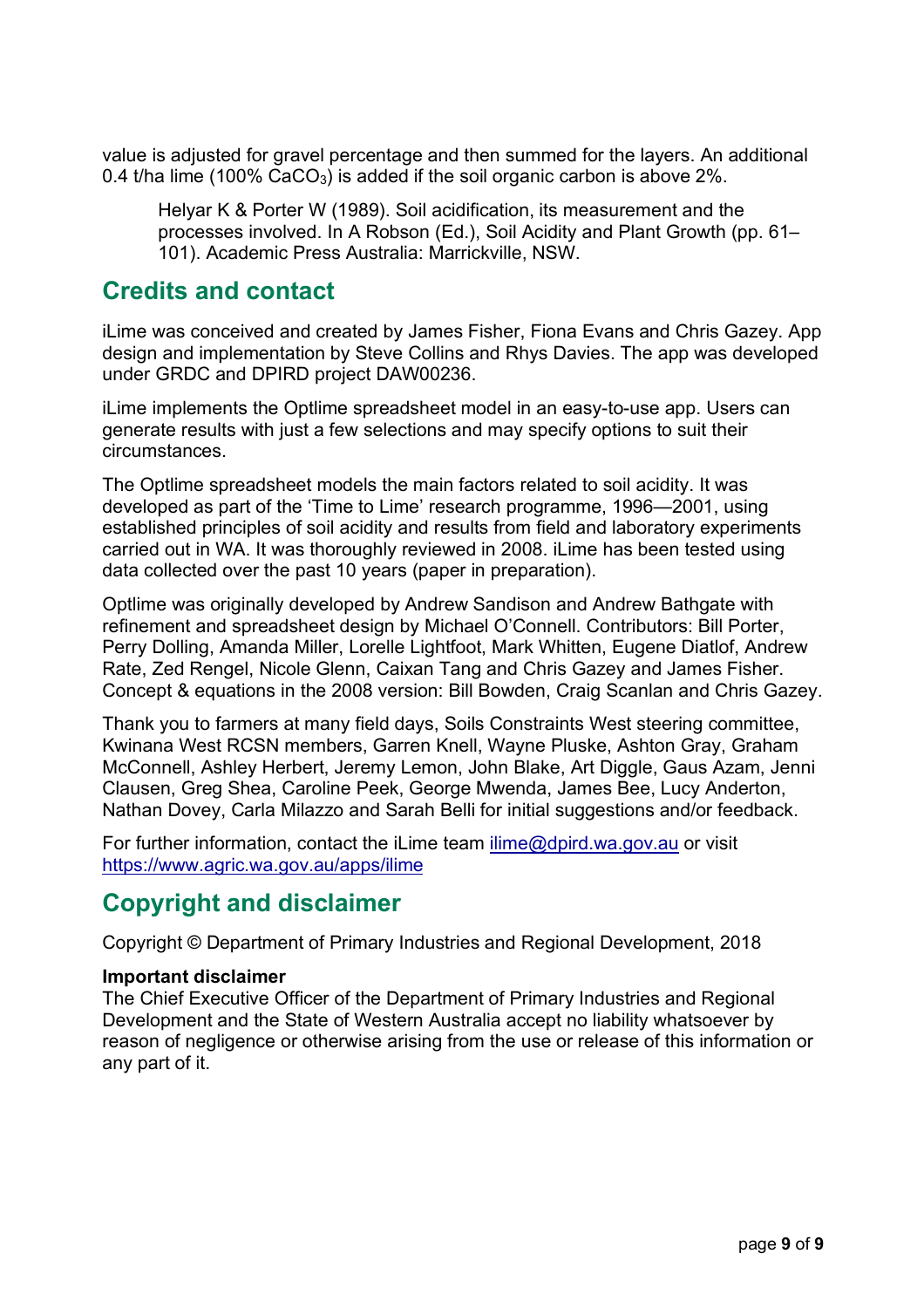value is adjusted for gravel percentage and then summed for the layers. An additional 0.4 t/ha lime (100% $CaCO_3$) is added if the soil organic carbon is above 2%.

> Helyar K & Porter W (1989). Soil acidification, its measurement and the processes involved. In A Robson (Ed.), Soil Acidity and Plant Growth (pp. 61–101). Academic Press Australia: Marrickville, NSW.

## Credits and contact

iLime was conceived and created by James Fisher, Fiona Evans and Chris Gazey. App design and implementation by Steve Collins and Rhys Davies. The app was developed under GRDC and DPIRD project DAW00236.

iLime implements the Optlime spreadsheet model in an easy-to-use app. Users can generate results with just a few selections and may specify options to suit their circumstances.

The Optlime spreadsheet models the main factors related to soil acidity. It was developed as part of the 'Time to Lime' research programme, 1996—2001, using established principles of soil acidity and results from field and laboratory experiments carried out in WA. It was thoroughly reviewed in 2008. iLime has been tested using data collected over the past 10 years (paper in preparation).

Optlime was originally developed by Andrew Sandison and Andrew Bathgate with refinement and spreadsheet design by Michael O'Connell. Contributors: Bill Porter, Perry Dolling, Amanda Miller, Lorelle Lightfoot, Mark Whitten, Eugene Diatlof, Andrew Rate, Zed Rengel, Nicole Glenn, Caixan Tang and Chris Gazey and James Fisher. Concept & equations in the 2008 version: Bill Bowden, Craig Scanlan and Chris Gazey.

Thank you to farmers at many field days, Soils Constraints West steering committee, Kwinana West RCSN members, Garren Knell, Wayne Pluske, Ashton Gray, Graham McConnell, Ashley Herbert, Jeremy Lemon, John Blake, Art Diggle, Gaus Azam, Jenni Clausen, Greg Shea, Caroline Peek, George Mwenda, James Bee, Lucy Anderton, Nathan Dovey, Carla Milazzo and Sarah Belli for initial suggestions and/or feedback.

For further information, contact the iLime team [ilime@dpird.wa.gov.au](mailto:ilime@dpird.wa.gov.au) or visit [https://www.agric.wa.gov.au/apps/ilime](https://www.agric.wa.gov.au/apps/ilime)

## Copyright and disclaimer

Copyright © Department of Primary Industries and Regional Development, 2018

**Important disclaimer**
The Chief Executive Officer of the Department of Primary Industries and Regional Development and the State of Western Australia accept no liability whatsoever by reason of negligence or otherwise arising from the use or release of this information or any part of it.